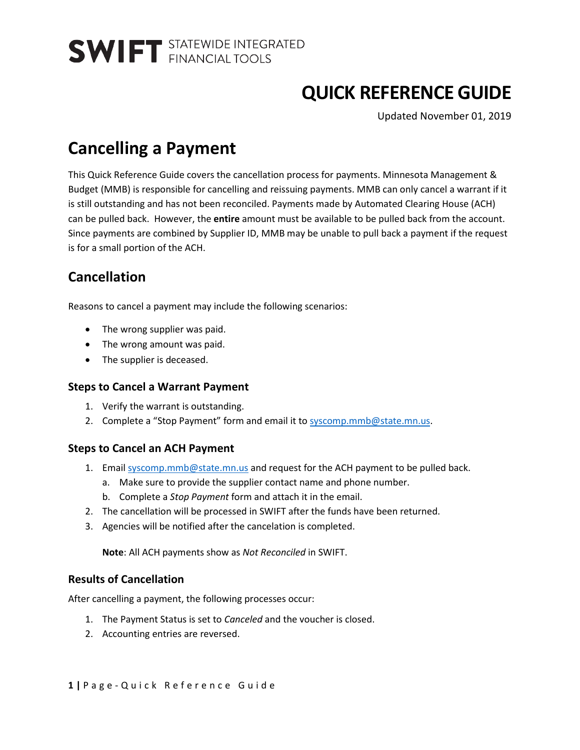**SWIFT** STATEWIDE INTEGRATED FINANCIAL TOOLS

# QUICK REFERENCE GUIDE

Updated November 01, 2019

# Cancelling a Payment

This Quick Reference Guide covers the cancellation process for payments. Minnesota Management & Budget (MMB) is responsible for cancelling and reissuing payments. MMB can only cancel a warrant if it is still outstanding and has not been reconciled. Payments made by Automated Clearing House (ACH) can be pulled back. However, the **entire** amount must be available to be pulled back from the account. Since payments are combined by Supplier ID, MMB may be unable to pull back a payment if the request is for a small portion of the ACH.

## Cancellation

Reasons to cancel a payment may include the following scenarios:

- The wrong supplier was paid.
- The wrong amount was paid.
- The supplier is deceased.

### Steps to Cancel a Warrant Payment

1. Verify the warrant is outstanding.
2. Complete a "Stop Payment" form and email it to syscomp.mmb@state.mn.us.

### Steps to Cancel an ACH Payment

1. Email syscomp.mmb@state.mn.us and request for the ACH payment to be pulled back.
   a. Make sure to provide the supplier contact name and phone number.
   b. Complete a *Stop Payment* form and attach it in the email.
2. The cancellation will be processed in SWIFT after the funds have been returned.
3. Agencies will be notified after the cancelation is completed.

   **Note**: All ACH payments show as *Not Reconciled* in SWIFT.

### Results of Cancellation

After cancelling a payment, the following processes occur:

1. The Payment Status is set to *Canceled* and the voucher is closed.
2. Accounting entries are reversed.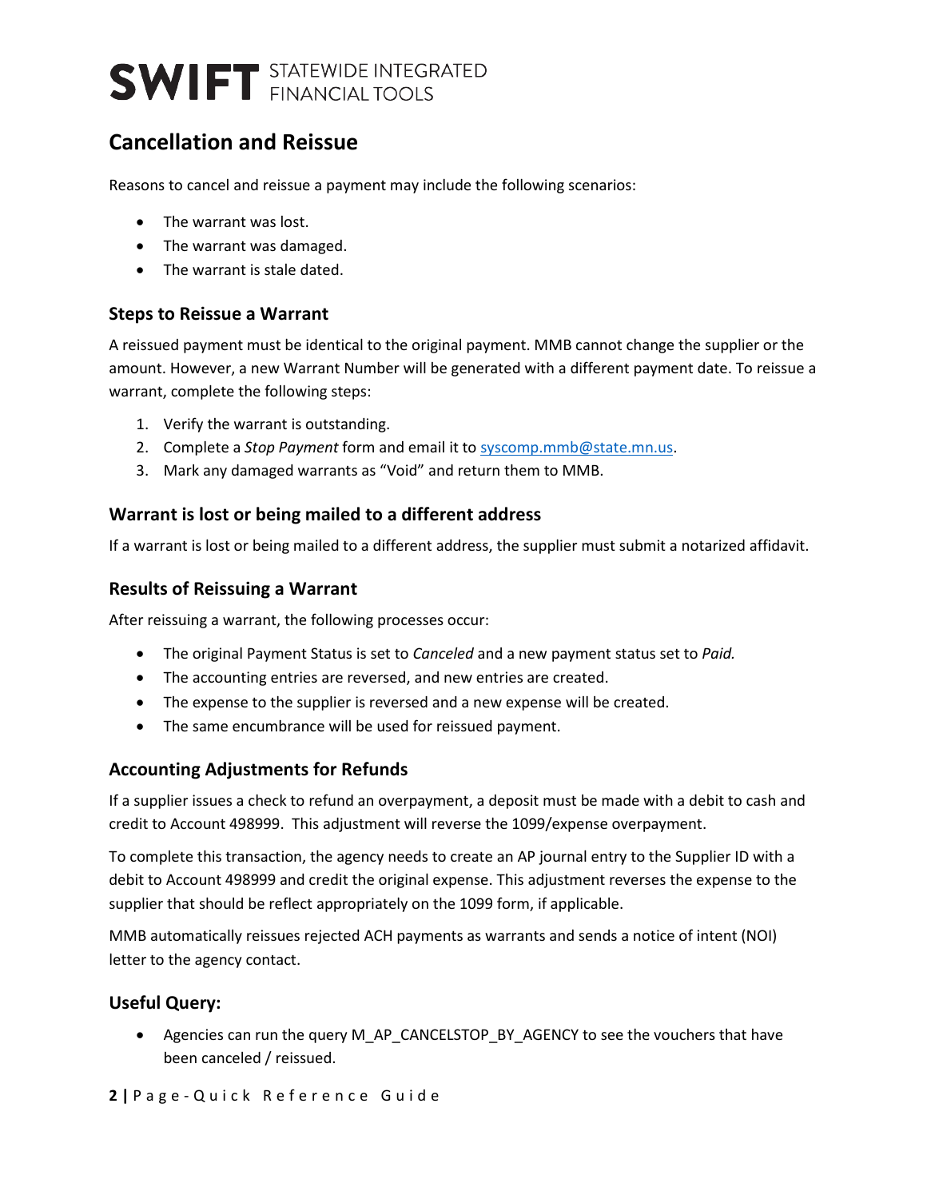# Cancellation and Reissue

Reasons to cancel and reissue a payment may include the following scenarios:

- The warrant was lost.
- The warrant was damaged.
- The warrant is stale dated.

## Steps to Reissue a Warrant

A reissued payment must be identical to the original payment. MMB cannot change the supplier or the amount. However, a new Warrant Number will be generated with a different payment date. To reissue a warrant, complete the following steps:

1. Verify the warrant is outstanding.
2. Complete a *Stop Payment* form and email it to syscomp.mmb@state.mn.us.
3. Mark any damaged warrants as "Void" and return them to MMB.

## Warrant is lost or being mailed to a different address

If a warrant is lost or being mailed to a different address, the supplier must submit a notarized affidavit.

## Results of Reissuing a Warrant

After reissuing a warrant, the following processes occur:

- The original Payment Status is set to *Canceled* and a new payment status set to *Paid.*
- The accounting entries are reversed, and new entries are created.
- The expense to the supplier is reversed and a new expense will be created.
- The same encumbrance will be used for reissued payment.

## Accounting Adjustments for Refunds

If a supplier issues a check to refund an overpayment, a deposit must be made with a debit to cash and credit to Account 498999. This adjustment will reverse the 1099/expense overpayment.

To complete this transaction, the agency needs to create an AP journal entry to the Supplier ID with a debit to Account 498999 and credit the original expense. This adjustment reverses the expense to the supplier that should be reflect appropriately on the 1099 form, if applicable.

MMB automatically reissues rejected ACH payments as warrants and sends a notice of intent (NOI) letter to the agency contact.

## Useful Query:

- Agencies can run the query M_AP_CANCELSTOP_BY_AGENCY to see the vouchers that have been canceled / reissued.